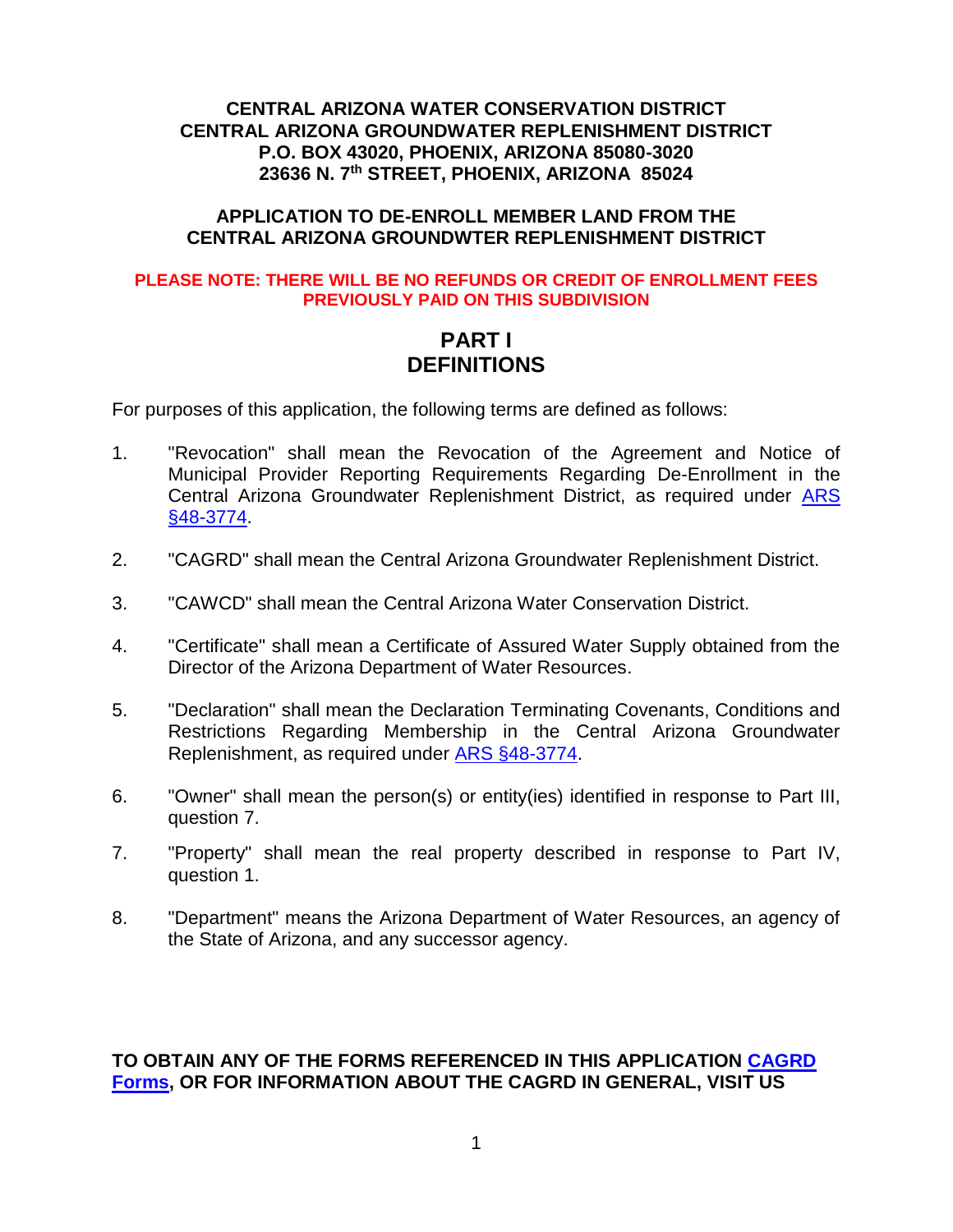**CENTRAL ARIZONA WATER CONSERVATION DISTRICT**
**CENTRAL ARIZONA GROUNDWATER REPLENISHMENT DISTRICT**
**P.O. BOX 43020, PHOENIX, ARIZONA 85080-3020**
**23636 N. 7th STREET, PHOENIX, ARIZONA 85024**

**APPLICATION TO DE-ENROLL MEMBER LAND FROM THE CENTRAL ARIZONA GROUNDWTER REPLENISHMENT DISTRICT**

**PLEASE NOTE: THERE WILL BE NO REFUNDS OR CREDIT OF ENROLLMENT FEES PREVIOUSLY PAID ON THIS SUBDIVISION**

# PART I
# DEFINITIONS

For purposes of this application, the following terms are defined as follows:

1. "Revocation" shall mean the Revocation of the Agreement and Notice of Municipal Provider Reporting Requirements Regarding De-Enrollment in the Central Arizona Groundwater Replenishment District, as required under ARS §48-3774.

2. "CAGRD" shall mean the Central Arizona Groundwater Replenishment District.

3. "CAWCD" shall mean the Central Arizona Water Conservation District.

4. "Certificate" shall mean a Certificate of Assured Water Supply obtained from the Director of the Arizona Department of Water Resources.

5. "Declaration" shall mean the Declaration Terminating Covenants, Conditions and Restrictions Regarding Membership in the Central Arizona Groundwater Replenishment, as required under ARS §48-3774.

6. "Owner" shall mean the person(s) or entity(ies) identified in response to Part III, question 7.

7. "Property" shall mean the real property described in response to Part IV, question 1.

8. "Department" means the Arizona Department of Water Resources, an agency of the State of Arizona, and any successor agency.

**TO OBTAIN ANY OF THE FORMS REFERENCED IN THIS APPLICATION CAGRD Forms, OR FOR INFORMATION ABOUT THE CAGRD IN GENERAL, VISIT US**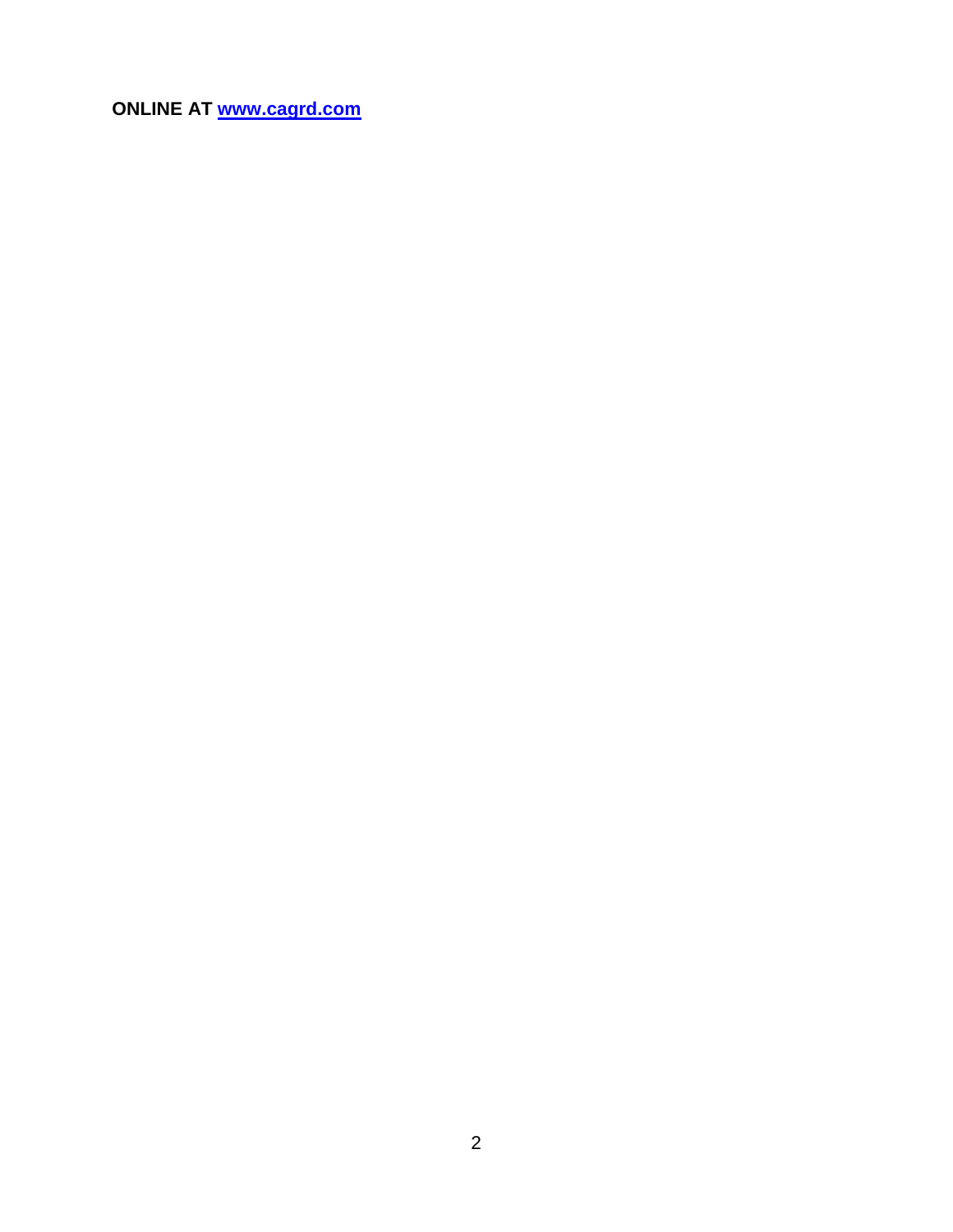**ONLINE AT [www.cagrd.com](http://www.cagrd.com)**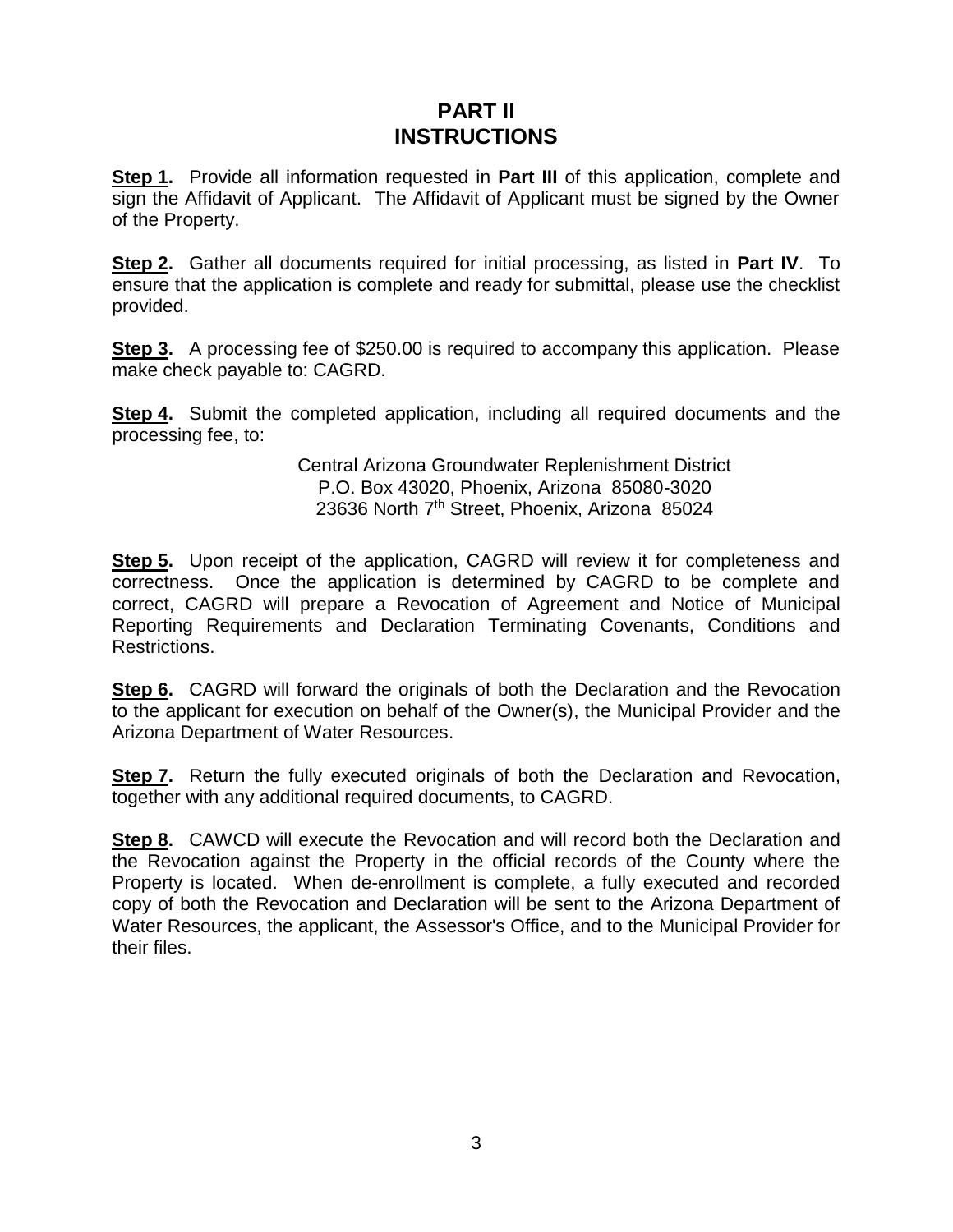# PART II
# INSTRUCTIONS

**Step 1.** Provide all information requested in **Part III** of this application, complete and sign the Affidavit of Applicant. The Affidavit of Applicant must be signed by the Owner of the Property.

**Step 2.** Gather all documents required for initial processing, as listed in **Part IV**. To ensure that the application is complete and ready for submittal, please use the checklist provided.

**Step 3.** A processing fee of $250.00 is required to accompany this application. Please make check payable to: CAGRD.

**Step 4.** Submit the completed application, including all required documents and the processing fee, to:

Central Arizona Groundwater Replenishment District
P.O. Box 43020, Phoenix, Arizona 85080-3020
23636 North 7th Street, Phoenix, Arizona 85024

**Step 5.** Upon receipt of the application, CAGRD will review it for completeness and correctness. Once the application is determined by CAGRD to be complete and correct, CAGRD will prepare a Revocation of Agreement and Notice of Municipal Reporting Requirements and Declaration Terminating Covenants, Conditions and Restrictions.

**Step 6.** CAGRD will forward the originals of both the Declaration and the Revocation to the applicant for execution on behalf of the Owner(s), the Municipal Provider and the Arizona Department of Water Resources.

**Step 7.** Return the fully executed originals of both the Declaration and Revocation, together with any additional required documents, to CAGRD.

**Step 8.** CAWCD will execute the Revocation and will record both the Declaration and the Revocation against the Property in the official records of the County where the Property is located. When de-enrollment is complete, a fully executed and recorded copy of both the Revocation and Declaration will be sent to the Arizona Department of Water Resources, the applicant, the Assessor's Office, and to the Municipal Provider for their files.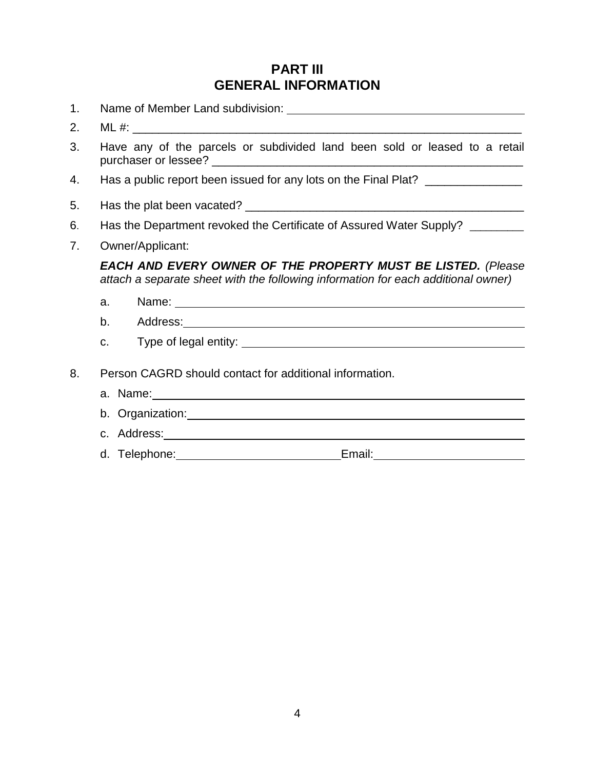# PART III
# GENERAL INFORMATION

1. Name of Member Land subdivision: ______________________________

2. ML #: ______________________________________________________

3. Have any of the parcels or subdivided land been sold or leased to a retail purchaser or lessee? ________________________________________

4. Has a public report been issued for any lots on the Final Plat? _______________

5. Has the plat been vacated? ____________________________________

6. Has the Department revoked the Certificate of Assured Water Supply? ________

7. Owner/Applicant:

   ***EACH AND EVERY OWNER OF THE PROPERTY MUST BE LISTED.*** *(Please attach a separate sheet with the following information for each additional owner)*

   a. Name: ______________________________________________

   b. Address: ____________________________________________

   c. Type of legal entity: ____________________________________

8. Person CAGRD should contact for additional information.

   a. Name: _______________________________________________

   b. Organization: ________________________________________

   c. Address: ____________________________________________

   d. Telephone: ______________________ Email: __________________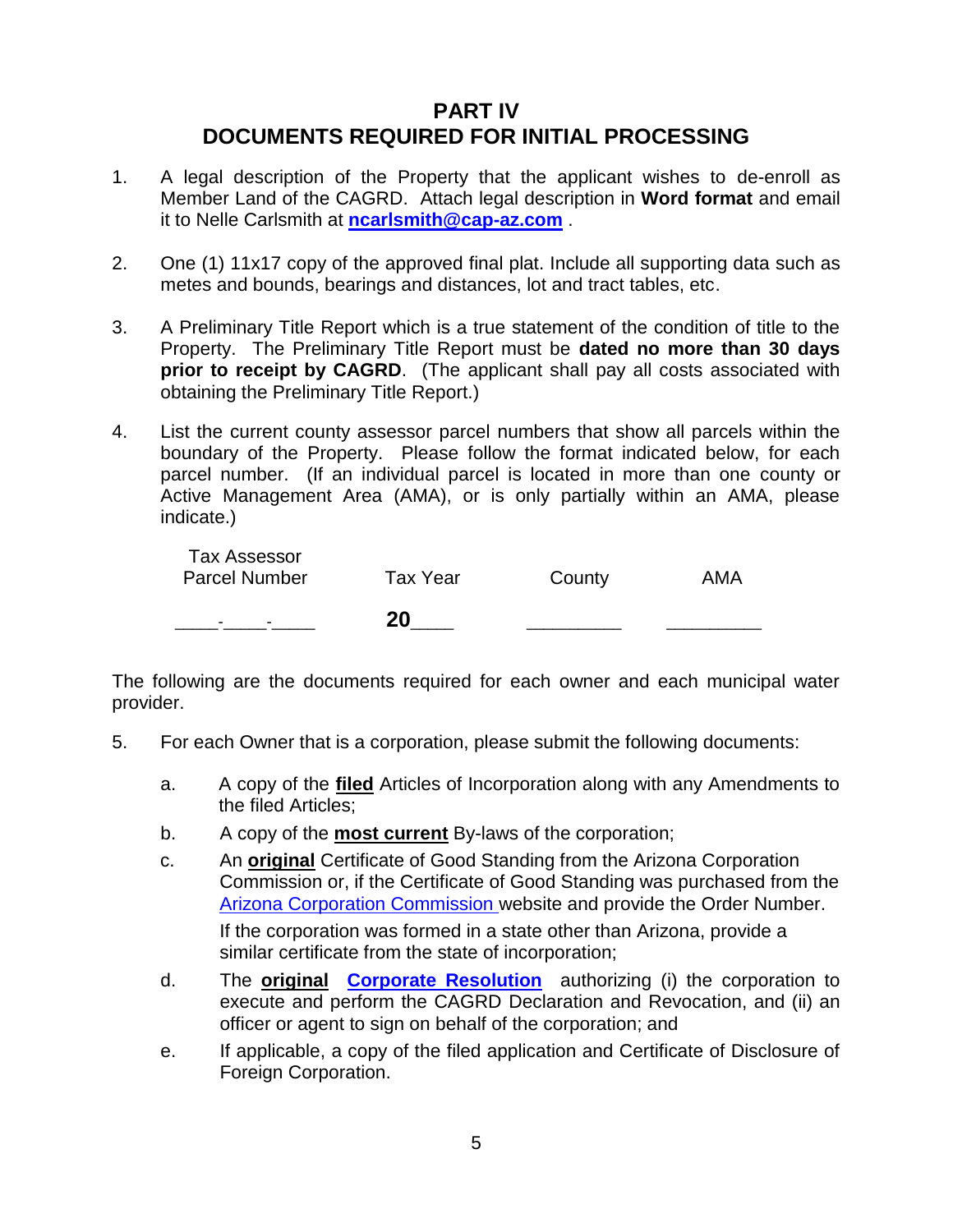# PART IV
# DOCUMENTS REQUIRED FOR INITIAL PROCESSING

1. A legal description of the Property that the applicant wishes to de-enroll as Member Land of the CAGRD. Attach legal description in **Word format** and email it to Nelle Carlsmith at **ncarlsmith@cap-az.com** .

2. One (1) 11x17 copy of the approved final plat. Include all supporting data such as metes and bounds, bearings and distances, lot and tract tables, etc.

3. A Preliminary Title Report which is a true statement of the condition of title to the Property. The Preliminary Title Report must be **dated no more than 30 days prior to receipt by CAGRD**. (The applicant shall pay all costs associated with obtaining the Preliminary Title Report.)

4. List the current county assessor parcel numbers that show all parcels within the boundary of the Property. Please follow the format indicated below, for each parcel number. (If an individual parcel is located in more than one county or Active Management Area (AMA), or is only partially within an AMA, please indicate.)

| Tax Assessor Parcel Number | Tax Year | County | AMA |
|---|---|---|---|
| ____-____-____ | **20**____ | ________ | ________ |

The following are the documents required for each owner and each municipal water provider.

5. For each Owner that is a corporation, please submit the following documents:

   a. A copy of the **filed** Articles of Incorporation along with any Amendments to the filed Articles;

   b. A copy of the **most current** By-laws of the corporation;

   c. An **original** Certificate of Good Standing from the Arizona Corporation Commission or, if the Certificate of Good Standing was purchased from the Arizona Corporation Commission website and provide the Order Number.

      If the corporation was formed in a state other than Arizona, provide a similar certificate from the state of incorporation;

   d. The **original** **Corporate Resolution** authorizing (i) the corporation to execute and perform the CAGRD Declaration and Revocation, and (ii) an officer or agent to sign on behalf of the corporation; and

   e. If applicable, a copy of the filed application and Certificate of Disclosure of Foreign Corporation.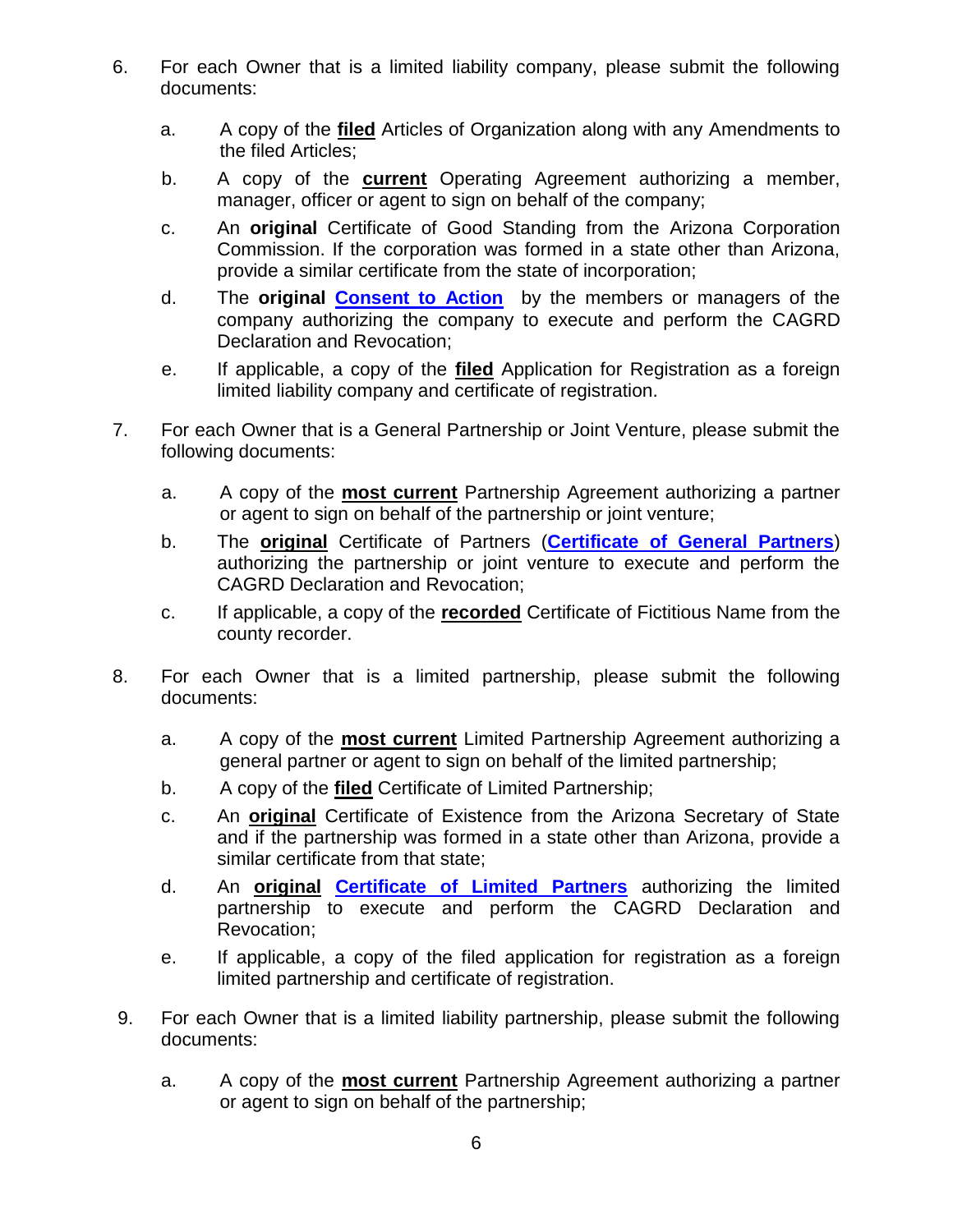6. For each Owner that is a limited liability company, please submit the following documents:

   a. A copy of the **filed** Articles of Organization along with any Amendments to the filed Articles;

   b. A copy of the **current** Operating Agreement authorizing a member, manager, officer or agent to sign on behalf of the company;

   c. An **original** Certificate of Good Standing from the Arizona Corporation Commission. If the corporation was formed in a state other than Arizona, provide a similar certificate from the state of incorporation;

   d. The **original** **Consent to Action** by the members or managers of the company authorizing the company to execute and perform the CAGRD Declaration and Revocation;

   e. If applicable, a copy of the **filed** Application for Registration as a foreign limited liability company and certificate of registration.

7. For each Owner that is a General Partnership or Joint Venture, please submit the following documents:

   a. A copy of the **most current** Partnership Agreement authorizing a partner or agent to sign on behalf of the partnership or joint venture;

   b. The **original** Certificate of Partners (**Certificate of General Partners**) authorizing the partnership or joint venture to execute and perform the CAGRD Declaration and Revocation;

   c. If applicable, a copy of the **recorded** Certificate of Fictitious Name from the county recorder.

8. For each Owner that is a limited partnership, please submit the following documents:

   a. A copy of the **most current** Limited Partnership Agreement authorizing a general partner or agent to sign on behalf of the limited partnership;

   b. A copy of the **filed** Certificate of Limited Partnership;

   c. An **original** Certificate of Existence from the Arizona Secretary of State and if the partnership was formed in a state other than Arizona, provide a similar certificate from that state;

   d. An **original** **Certificate of Limited Partners** authorizing the limited partnership to execute and perform the CAGRD Declaration and Revocation;

   e. If applicable, a copy of the filed application for registration as a foreign limited partnership and certificate of registration.

9. For each Owner that is a limited liability partnership, please submit the following documents:

   a. A copy of the **most current** Partnership Agreement authorizing a partner or agent to sign on behalf of the partnership;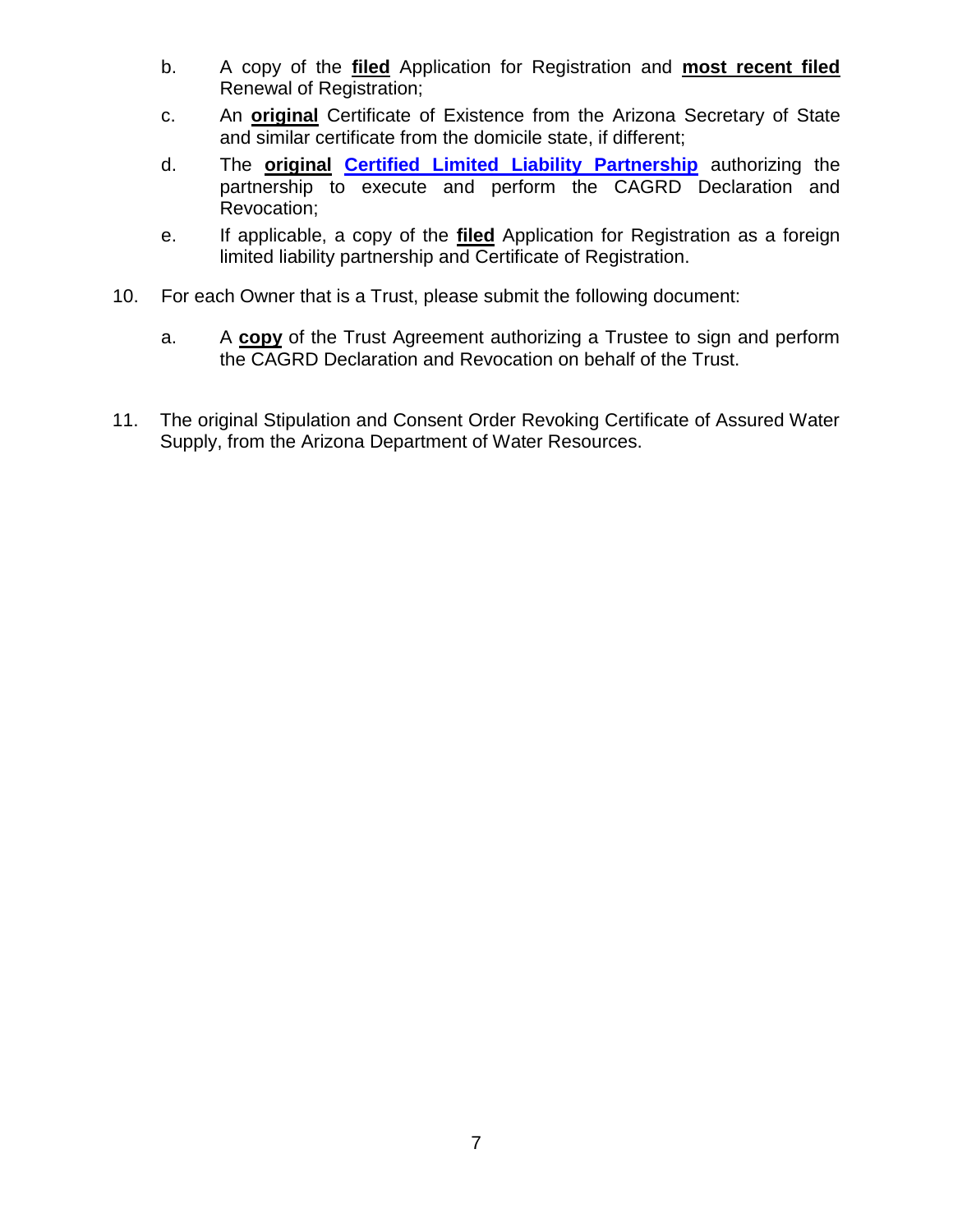b. A copy of the **filed** Application for Registration and **most recent filed** Renewal of Registration;

   c. An **original** Certificate of Existence from the Arizona Secretary of State and similar certificate from the domicile state, if different;

   d. The **original** **Certified Limited Liability Partnership** authorizing the partnership to execute and perform the CAGRD Declaration and Revocation;

   e. If applicable, a copy of the **filed** Application for Registration as a foreign limited liability partnership and Certificate of Registration.

10. For each Owner that is a Trust, please submit the following document:

    a. A **copy** of the Trust Agreement authorizing a Trustee to sign and perform the CAGRD Declaration and Revocation on behalf of the Trust.

11. The original Stipulation and Consent Order Revoking Certificate of Assured Water Supply, from the Arizona Department of Water Resources.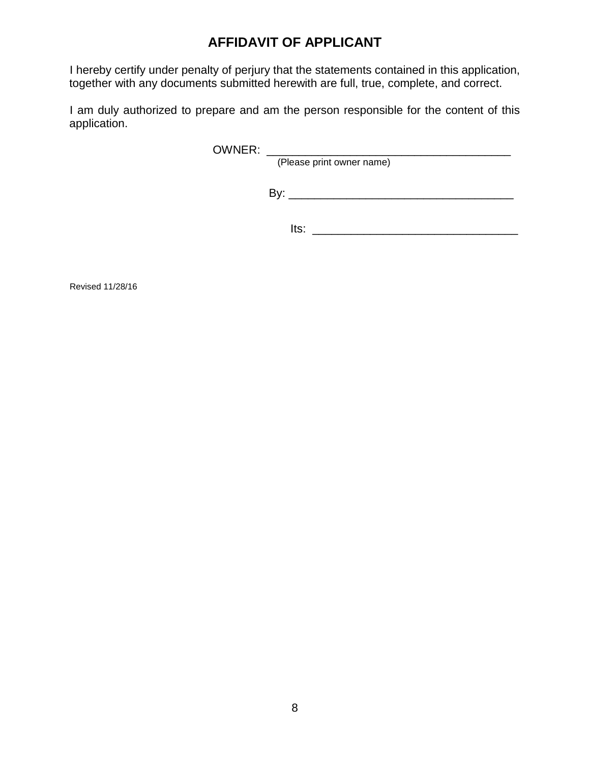# AFFIDAVIT OF APPLICANT

I hereby certify under penalty of perjury that the statements contained in this application, together with any documents submitted herewith are full, true, complete, and correct.

I am duly authorized to prepare and am the person responsible for the content of this application.

OWNER: ______________________________________
(Please print owner name)

By: ___________________________________

Its: ________________________________

Revised 11/28/16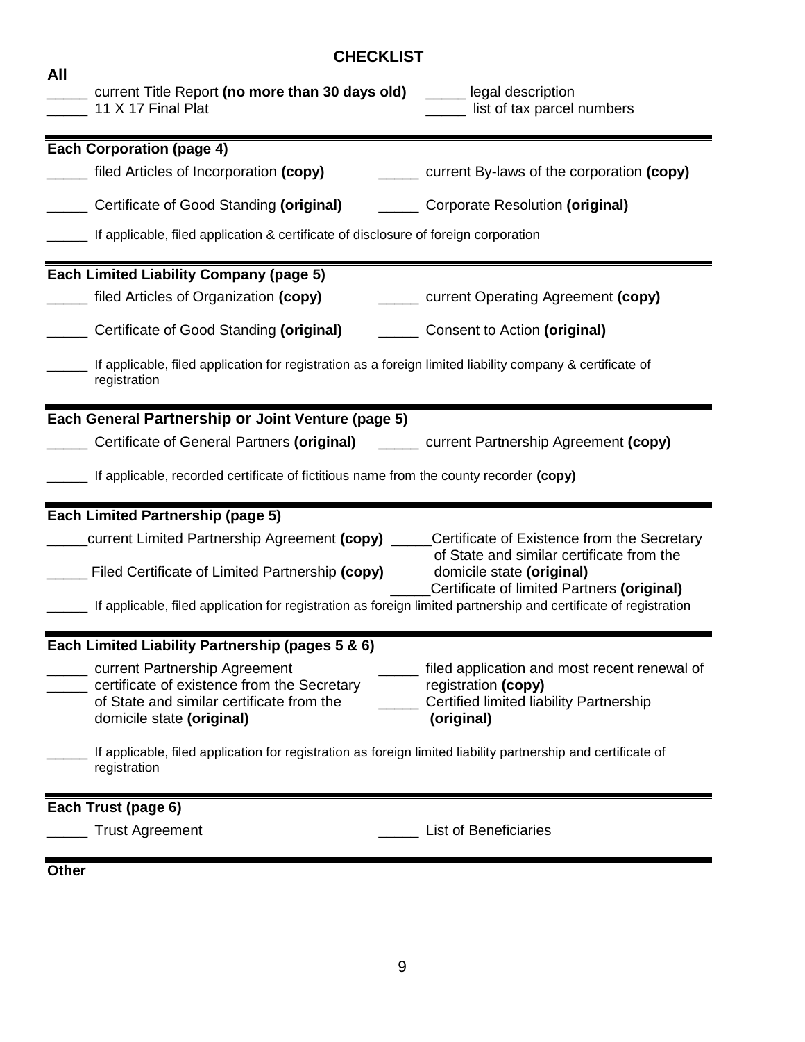# CHECKLIST

## All

- _____ current Title Report **(no more than 30 days old)**
- _____ 11 X 17 Final Plat
- _____ legal description
- _____ list of tax parcel numbers

## Each Corporation (page 4)

- _____ filed Articles of Incorporation **(copy)**
- _____ current By-laws of the corporation **(copy)**
- _____ Certificate of Good Standing **(original)**
- _____ Corporate Resolution **(original)**
- _____ If applicable, filed application & certificate of disclosure of foreign corporation

## Each Limited Liability Company (page 5)

- _____ filed Articles of Organization **(copy)**
- _____ current Operating Agreement **(copy)**
- _____ Certificate of Good Standing **(original)**
- _____ Consent to Action **(original)**
- _____ If applicable, filed application for registration as a foreign limited liability company & certificate of registration

## Each General Partnership or Joint Venture (page 5)

- _____ Certificate of General Partners **(original)**
- _____ current Partnership Agreement **(copy)**
- _____ If applicable, recorded certificate of fictitious name from the county recorder **(copy)**

## Each Limited Partnership (page 5)

- _____ current Limited Partnership Agreement **(copy)**
- _____ Filed Certificate of Limited Partnership **(copy)**
- _____ Certificate of Existence from the Secretary of State and similar certificate from the domicile state **(original)**
- _____ Certificate of limited Partners **(original)**
- _____ If applicable, filed application for registration as foreign limited partnership and certificate of registration

## Each Limited Liability Partnership (pages 5 & 6)

- _____ current Partnership Agreement
- _____ certificate of existence from the Secretary of State and similar certificate from the domicile state **(original)**
- _____ filed application and most recent renewal of registration **(copy)**
- _____ Certified limited liability Partnership **(original)**
- _____ If applicable, filed application for registration as foreign limited liability partnership and certificate of registration

## Each Trust (page 6)

- _____ Trust Agreement
- _____ List of Beneficiaries

## Other